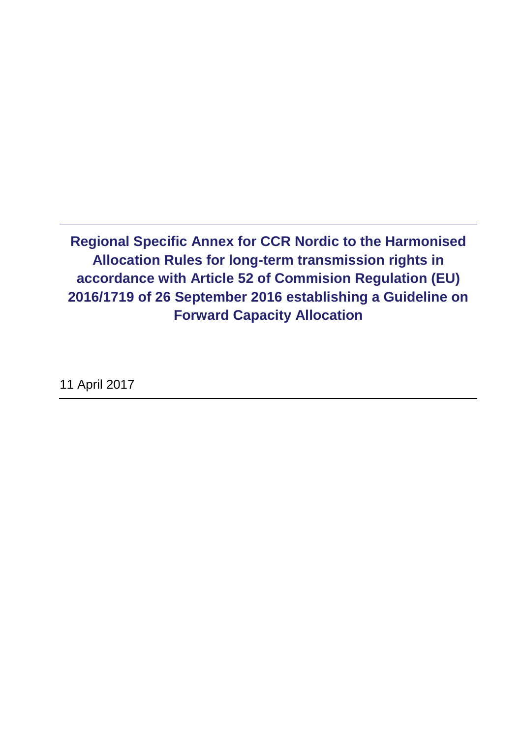# Regional Specific Annex for CCR Nordic to the Harmonised Allocation Rules for long-term transmission rights in accordance with Article 52 of Commision Regulation (EU) 2016/1719 of 26 September 2016 establishing a Guideline on Forward Capacity Allocation

11 April 2017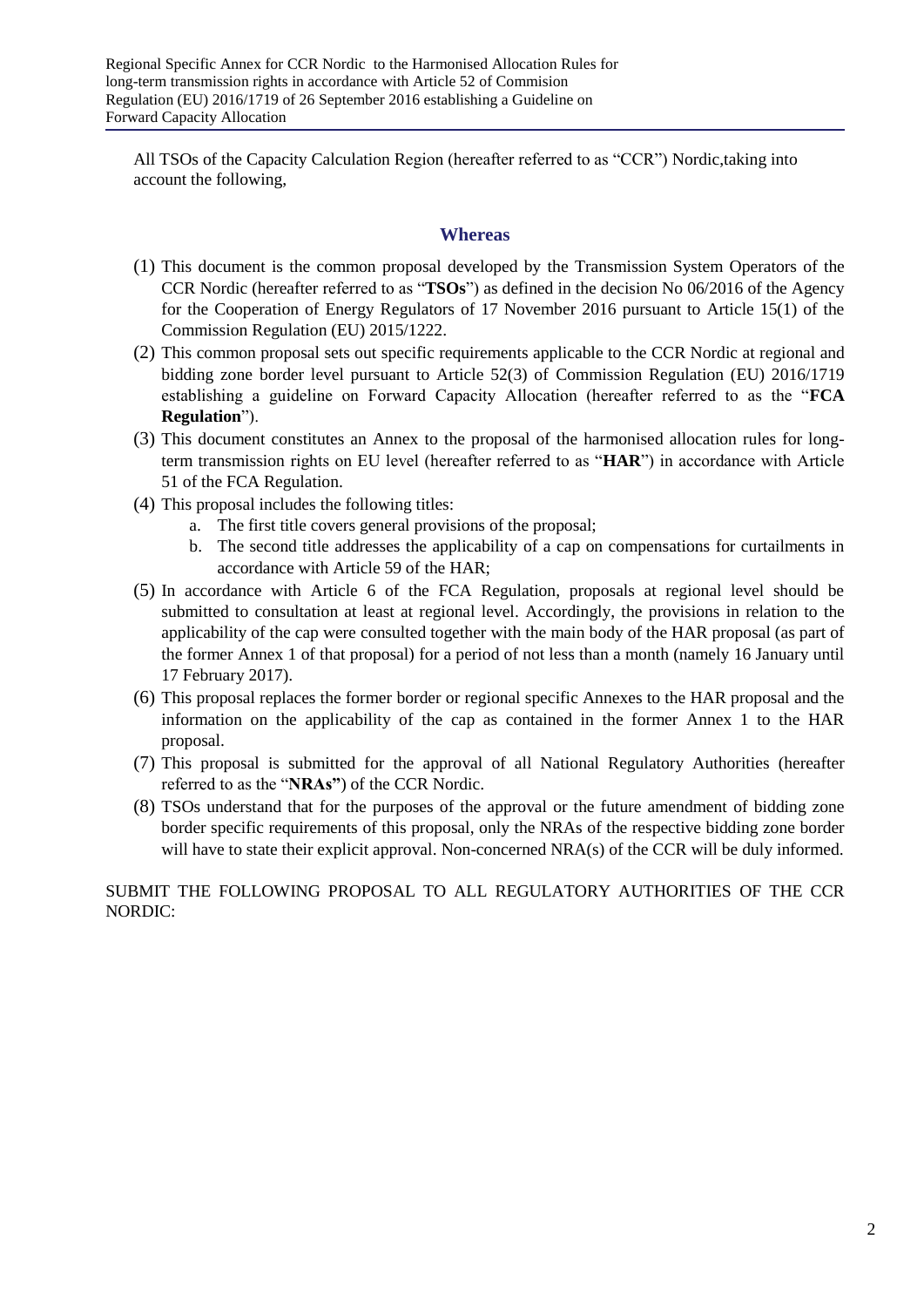All TSOs of the Capacity Calculation Region (hereafter referred to as "CCR") Nordic,taking into account the following,

## Whereas

(1) This document is the common proposal developed by the Transmission System Operators of the CCR Nordic (hereafter referred to as "**TSOs**") as defined in the decision No 06/2016 of the Agency for the Cooperation of Energy Regulators of 17 November 2016 pursuant to Article 15(1) of the Commission Regulation (EU) 2015/1222.

(2) This common proposal sets out specific requirements applicable to the CCR Nordic at regional and bidding zone border level pursuant to Article 52(3) of Commission Regulation (EU) 2016/1719 establishing a guideline on Forward Capacity Allocation (hereafter referred to as the "**FCA Regulation**").

(3) This document constitutes an Annex to the proposal of the harmonised allocation rules for long-term transmission rights on EU level (hereafter referred to as "**HAR**") in accordance with Article 51 of the FCA Regulation.

(4) This proposal includes the following titles:
   a. The first title covers general provisions of the proposal;
   b. The second title addresses the applicability of a cap on compensations for curtailments in accordance with Article 59 of the HAR;

(5) In accordance with Article 6 of the FCA Regulation, proposals at regional level should be submitted to consultation at least at regional level. Accordingly, the provisions in relation to the applicability of the cap were consulted together with the main body of the HAR proposal (as part of the former Annex 1 of that proposal) for a period of not less than a month (namely 16 January until 17 February 2017).

(6) This proposal replaces the former border or regional specific Annexes to the HAR proposal and the information on the applicability of the cap as contained in the former Annex 1 to the HAR proposal.

(7) This proposal is submitted for the approval of all National Regulatory Authorities (hereafter referred to as the "**NRAs"**) of the CCR Nordic.

(8) TSOs understand that for the purposes of the approval or the future amendment of bidding zone border specific requirements of this proposal, only the NRAs of the respective bidding zone border will have to state their explicit approval. Non-concerned NRA(s) of the CCR will be duly informed.

SUBMIT THE FOLLOWING PROPOSAL TO ALL REGULATORY AUTHORITIES OF THE CCR NORDIC: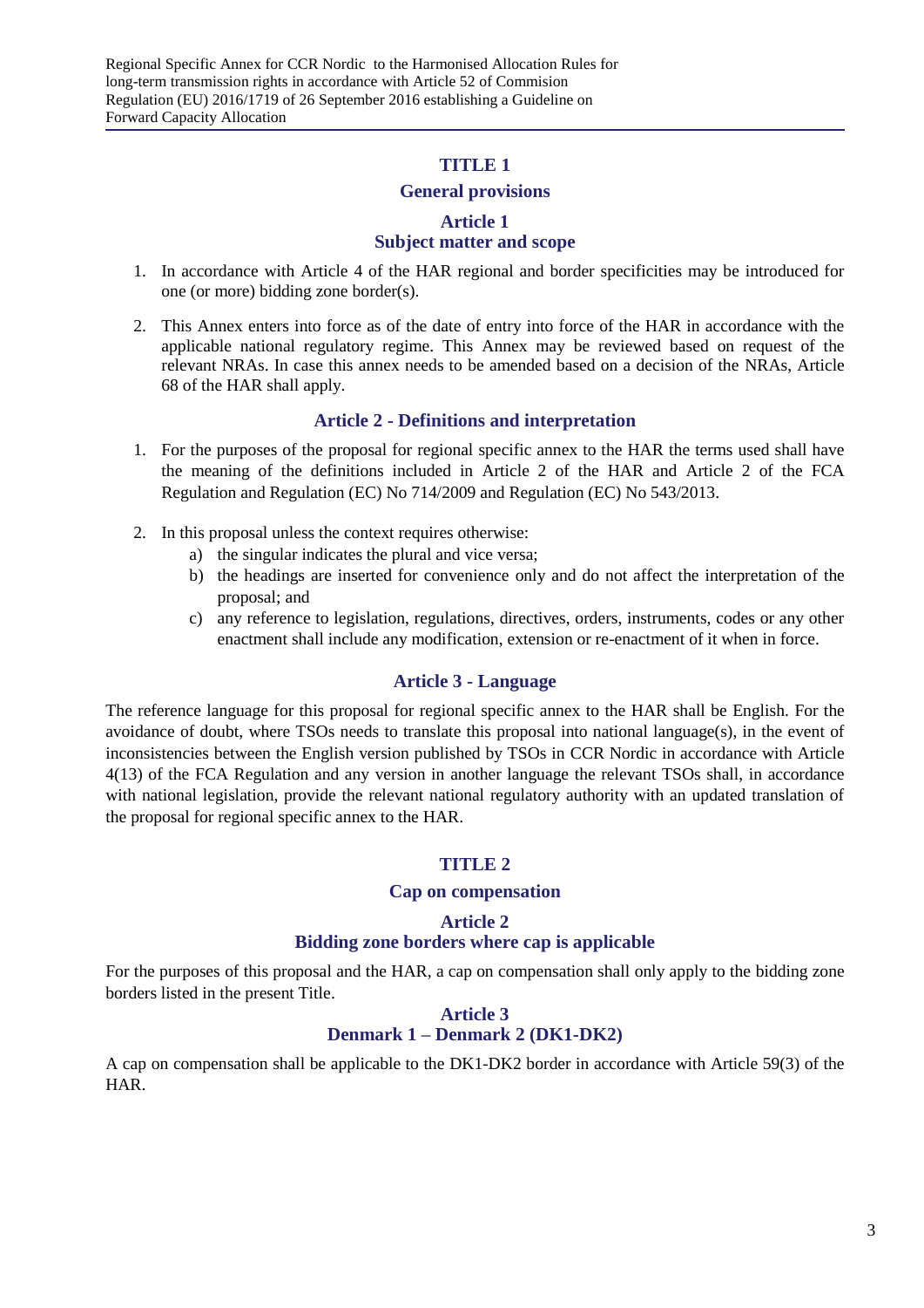# TITLE 1

## General provisions

### Article 1
### Subject matter and scope

1. In accordance with Article 4 of the HAR regional and border specificities may be introduced for one (or more) bidding zone border(s).

2. This Annex enters into force as of the date of entry into force of the HAR in accordance with the applicable national regulatory regime. This Annex may be reviewed based on request of the relevant NRAs. In case this annex needs to be amended based on a decision of the NRAs, Article 68 of the HAR shall apply.

### Article 2 - Definitions and interpretation

1. For the purposes of the proposal for regional specific annex to the HAR the terms used shall have the meaning of the definitions included in Article 2 of the HAR and Article 2 of the FCA Regulation and Regulation (EC) No 714/2009 and Regulation (EC) No 543/2013.

2. In this proposal unless the context requires otherwise:
   a) the singular indicates the plural and vice versa;
   b) the headings are inserted for convenience only and do not affect the interpretation of the proposal; and
   c) any reference to legislation, regulations, directives, orders, instruments, codes or any other enactment shall include any modification, extension or re-enactment of it when in force.

### Article 3 - Language

The reference language for this proposal for regional specific annex to the HAR shall be English. For the avoidance of doubt, where TSOs needs to translate this proposal into national language(s), in the event of inconsistencies between the English version published by TSOs in CCR Nordic in accordance with Article 4(13) of the FCA Regulation and any version in another language the relevant TSOs shall, in accordance with national legislation, provide the relevant national regulatory authority with an updated translation of the proposal for regional specific annex to the HAR.

# TITLE 2

## Cap on compensation

### Article 2
### Bidding zone borders where cap is applicable

For the purposes of this proposal and the HAR, a cap on compensation shall only apply to the bidding zone borders listed in the present Title.

### Article 3
### Denmark 1 – Denmark 2 (DK1-DK2)

A cap on compensation shall be applicable to the DK1-DK2 border in accordance with Article 59(3) of the HAR.